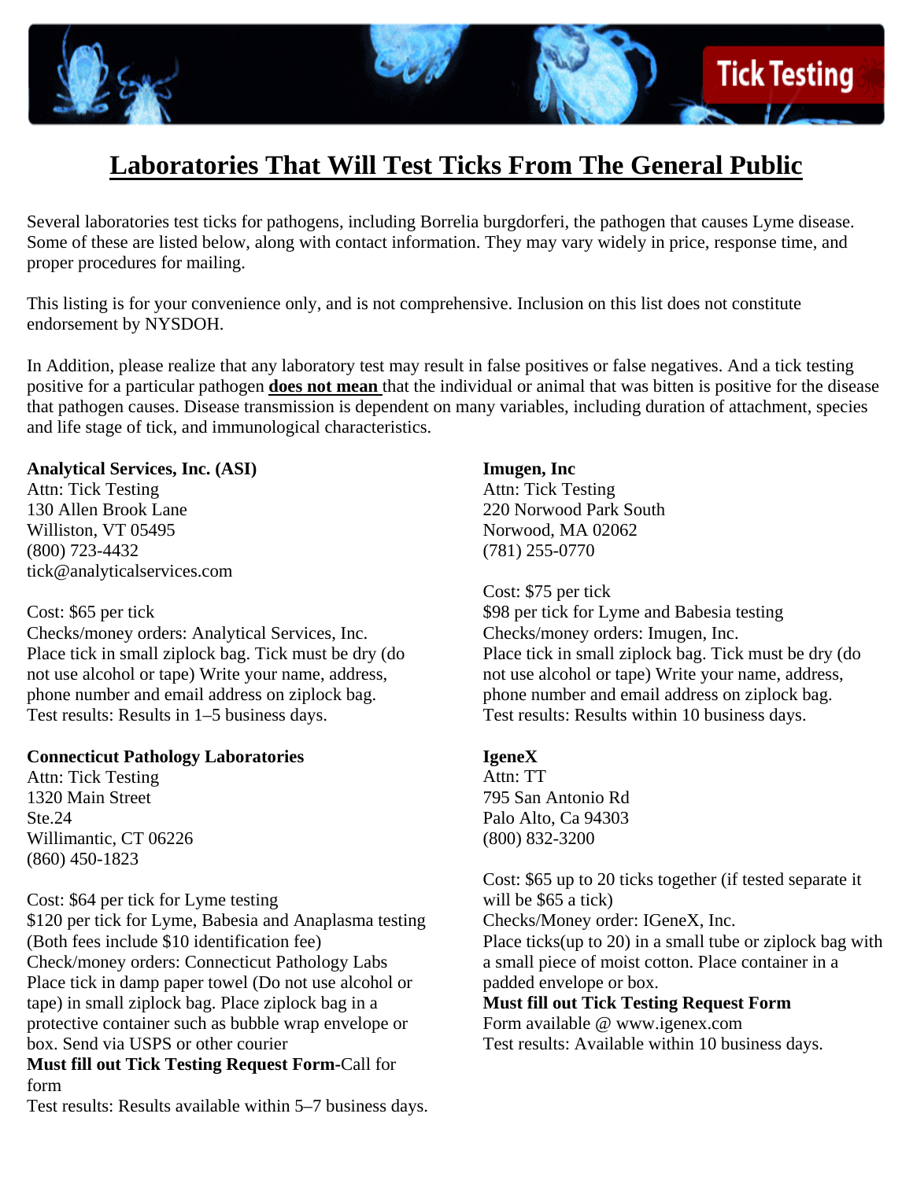# Laboratories That Will Test Ticks From The General Public

Several laboratories test ticks for pathogens, including Borrelia burgdorferi, the pathogen that causes Lyme disease. Some of these are listed below, along with contact information. They may vary widely in price, response time, and proper procedures for mailing.

This listing is for your convenience only, and is not comprehensive. Inclusion on this list does not constitute endorsement by NYSDOH.

In Addition, please realize that any laboratory test may result in false positives or false negatives. And a tick testing positive for a particular pathogen **does not mean** that the individual or animal that was bitten is positive for the disease that pathogen causes. Disease transmission is dependent on many variables, including duration of attachment, species and life stage of tick, and immunological characteristics.

**Analytical Services, Inc. (ASI)**
Attn: Tick Testing
130 Allen Brook Lane
Williston, VT 05495
(800) 723-4432
tick@analyticalservices.com

Cost: $65 per tick
Checks/money orders: Analytical Services, Inc.
Place tick in small ziplock bag. Tick must be dry (do not use alcohol or tape) Write your name, address, phone number and email address on ziplock bag.
Test results: Results in 1–5 business days.

**Connecticut Pathology Laboratories**
Attn: Tick Testing
1320 Main Street
Ste.24
Willimantic, CT 06226
(860) 450-1823

Cost: $64 per tick for Lyme testing
$120 per tick for Lyme, Babesia and Anaplasma testing
(Both fees include $10 identification fee)
Check/money orders: Connecticut Pathology Labs
Place tick in damp paper towel (Do not use alcohol or tape) in small ziplock bag. Place ziplock bag in a protective container such as bubble wrap envelope or box. Send via USPS or other courier
**Must fill out Tick Testing Request Form**-Call for form
Test results: Results available within 5–7 business days.

**Imugen, Inc**
Attn: Tick Testing
220 Norwood Park South
Norwood, MA 02062
(781) 255-0770

Cost: $75 per tick
$98 per tick for Lyme and Babesia testing
Checks/money orders: Imugen, Inc.
Place tick in small ziplock bag. Tick must be dry (do not use alcohol or tape) Write your name, address, phone number and email address on ziplock bag.
Test results: Results within 10 business days.

**IgeneX**
Attn: TT
795 San Antonio Rd
Palo Alto, Ca 94303
(800) 832-3200

Cost: $65 up to 20 ticks together (if tested separate it will be $65 a tick)
Checks/Money order: IGeneX, Inc.
Place ticks(up to 20) in a small tube or ziplock bag with a small piece of moist cotton. Place container in a padded envelope or box.
**Must fill out Tick Testing Request Form**
Form available @ www.igenex.com
Test results: Available within 10 business days.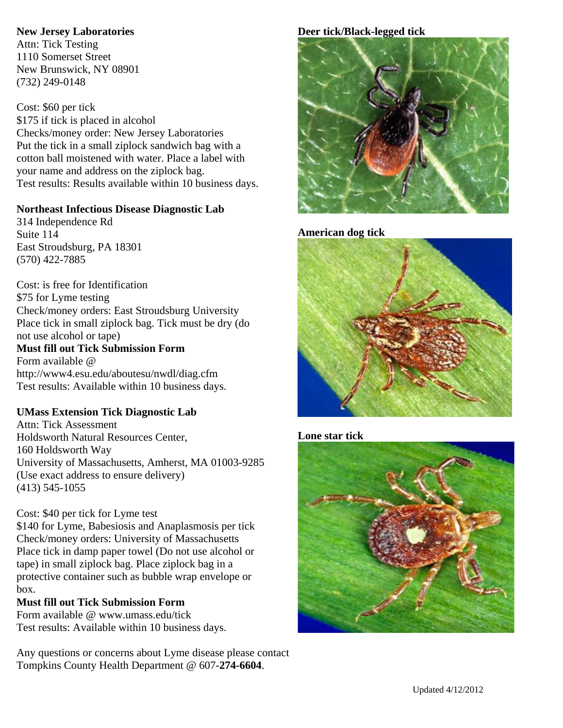**New Jersey Laboratories**
Attn: Tick Testing
1110 Somerset Street
New Brunswick, NY 08901
(732) 249-0148

Cost: $60 per tick
$175 if tick is placed in alcohol
Checks/money order: New Jersey Laboratories
Put the tick in a small ziplock sandwich bag with a cotton ball moistened with water. Place a label with your name and address on the ziplock bag.
Test results: Results available within 10 business days.

**Northeast Infectious Disease Diagnostic Lab**
314 Independence Rd
Suite 114
East Stroudsburg, PA 18301
(570) 422-7885

Cost: is free for Identification
$75 for Lyme testing
Check/money orders: East Stroudsburg University
Place tick in small ziplock bag. Tick must be dry (do not use alcohol or tape)
**Must fill out Tick Submission Form**
Form available @ http://www4.esu.edu/aboutesu/nwdl/diag.cfm
Test results: Available within 10 business days.

**UMass Extension Tick Diagnostic Lab**
Attn: Tick Assessment
Holdsworth Natural Resources Center,
160 Holdsworth Way
University of Massachusetts, Amherst, MA 01003-9285
(Use exact address to ensure delivery)
(413) 545-1055

Cost: $40 per tick for Lyme test
$140 for Lyme, Babesiosis and Anaplasmosis per tick
Check/money orders: University of Massachusetts
Place tick in damp paper towel (Do not use alcohol or tape) in small ziplock bag. Place ziplock bag in a protective container such as bubble wrap envelope or box.
**Must fill out Tick Submission Form**
Form available @ www.umass.edu/tick
Test results: Available within 10 business days.

Any questions or concerns about Lyme disease please contact Tompkins County Health Department @ 607-**274-6604**.

**Deer tick/Black-legged tick**

**American dog tick**

**Lone star tick**

Updated 4/12/2012